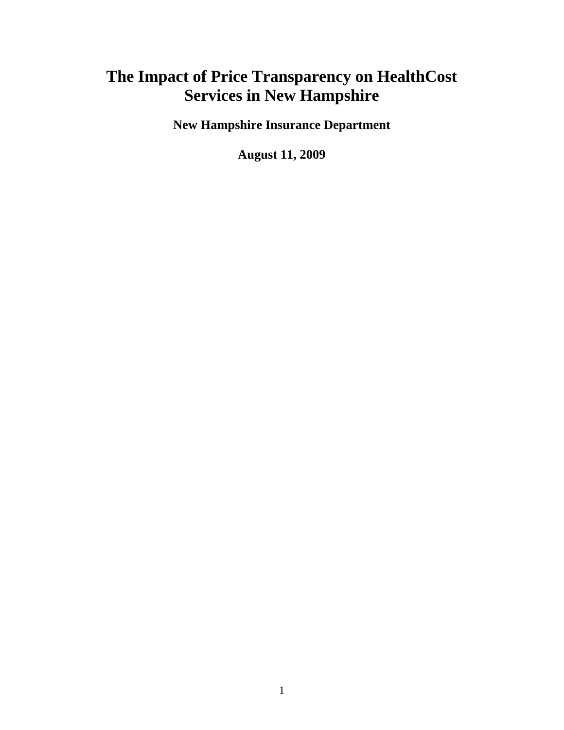# The Impact of Price Transparency on HealthCost Services in New Hampshire

**New Hampshire Insurance Department**

**August 11, 2009**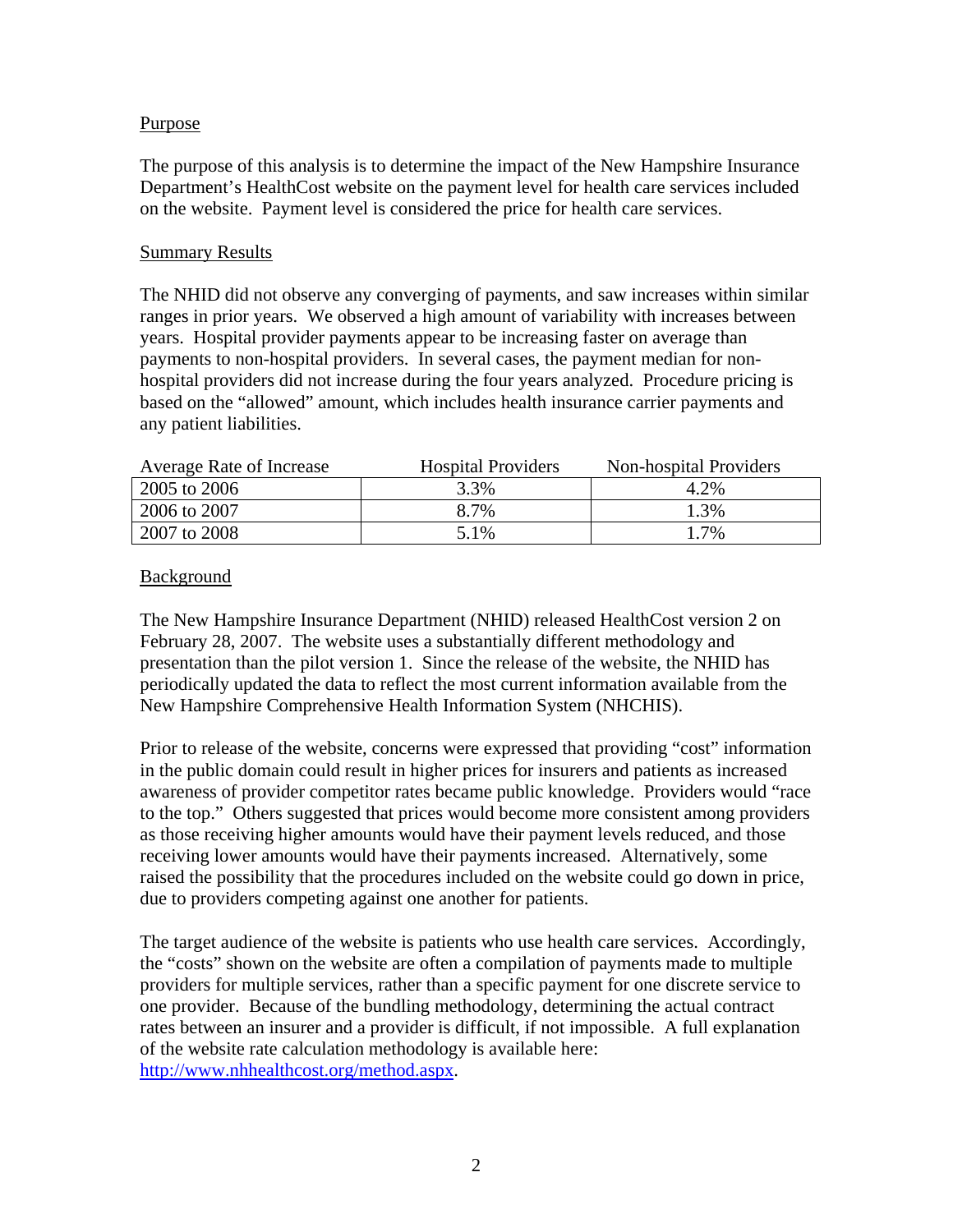## Purpose

The purpose of this analysis is to determine the impact of the New Hampshire Insurance Department's HealthCost website on the payment level for health care services included on the website. Payment level is considered the price for health care services.

## Summary Results

The NHID did not observe any converging of payments, and saw increases within similar ranges in prior years. We observed a high amount of variability with increases between years. Hospital provider payments appear to be increasing faster on average than payments to non-hospital providers. In several cases, the payment median for non-hospital providers did not increase during the four years analyzed. Procedure pricing is based on the "allowed" amount, which includes health insurance carrier payments and any patient liabilities.

| Average Rate of Increase | Hospital Providers | Non-hospital Providers |
|---|---|---|
| 2005 to 2006 | 3.3% | 4.2% |
| 2006 to 2007 | 8.7% | 1.3% |
| 2007 to 2008 | 5.1% | 1.7% |

## Background

The New Hampshire Insurance Department (NHID) released HealthCost version 2 on February 28, 2007. The website uses a substantially different methodology and presentation than the pilot version 1. Since the release of the website, the NHID has periodically updated the data to reflect the most current information available from the New Hampshire Comprehensive Health Information System (NHCHIS).

Prior to release of the website, concerns were expressed that providing "cost" information in the public domain could result in higher prices for insurers and patients as increased awareness of provider competitor rates became public knowledge. Providers would "race to the top." Others suggested that prices would become more consistent among providers as those receiving higher amounts would have their payment levels reduced, and those receiving lower amounts would have their payments increased. Alternatively, some raised the possibility that the procedures included on the website could go down in price, due to providers competing against one another for patients.

The target audience of the website is patients who use health care services. Accordingly, the "costs" shown on the website are often a compilation of payments made to multiple providers for multiple services, rather than a specific payment for one discrete service to one provider. Because of the bundling methodology, determining the actual contract rates between an insurer and a provider is difficult, if not impossible. A full explanation of the website rate calculation methodology is available here: http://www.nhhealthcost.org/method.aspx.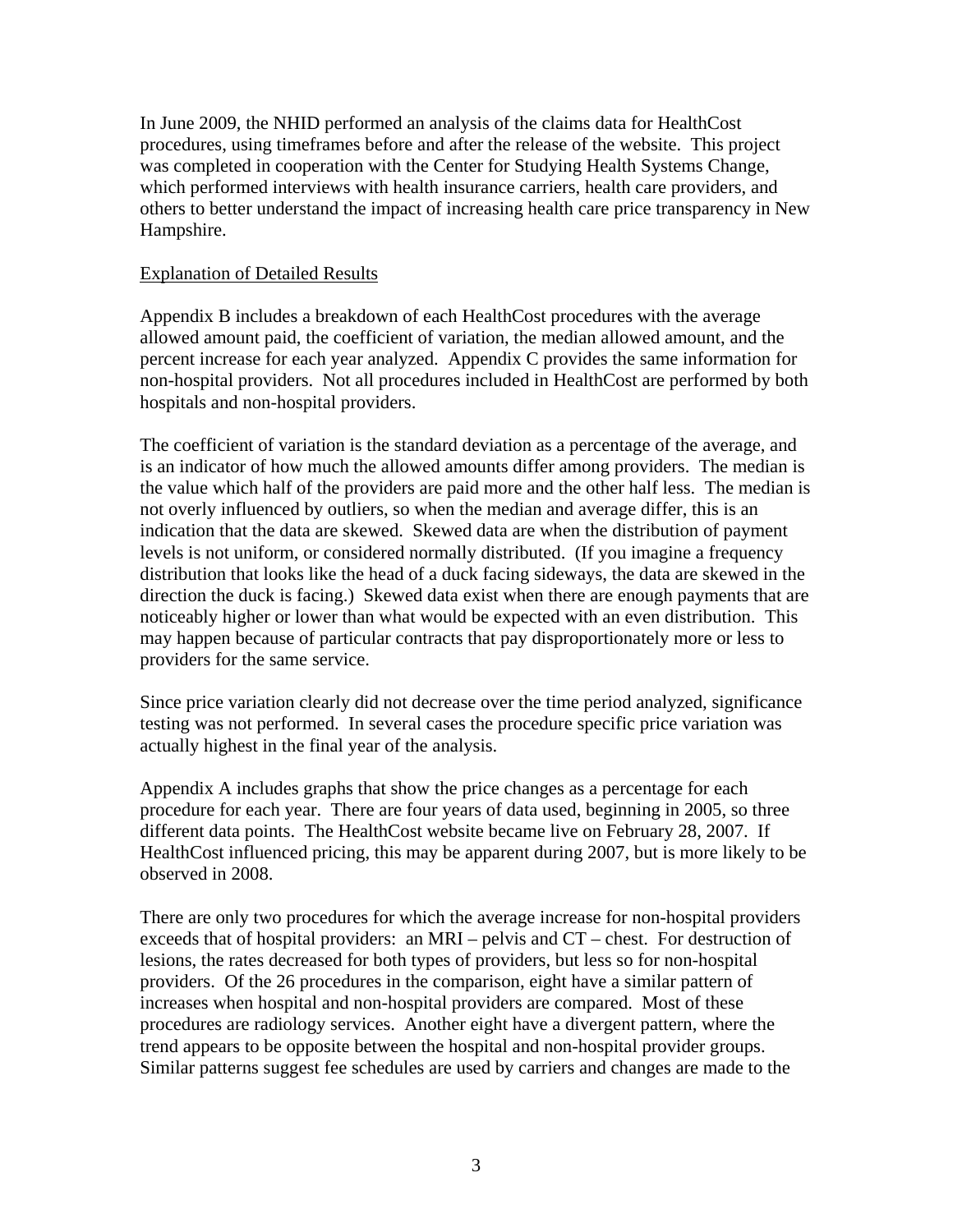In June 2009, the NHID performed an analysis of the claims data for HealthCost procedures, using timeframes before and after the release of the website. This project was completed in cooperation with the Center for Studying Health Systems Change, which performed interviews with health insurance carriers, health care providers, and others to better understand the impact of increasing health care price transparency in New Hampshire.

Explanation of Detailed Results

Appendix B includes a breakdown of each HealthCost procedures with the average allowed amount paid, the coefficient of variation, the median allowed amount, and the percent increase for each year analyzed. Appendix C provides the same information for non-hospital providers. Not all procedures included in HealthCost are performed by both hospitals and non-hospital providers.

The coefficient of variation is the standard deviation as a percentage of the average, and is an indicator of how much the allowed amounts differ among providers. The median is the value which half of the providers are paid more and the other half less. The median is not overly influenced by outliers, so when the median and average differ, this is an indication that the data are skewed. Skewed data are when the distribution of payment levels is not uniform, or considered normally distributed. (If you imagine a frequency distribution that looks like the head of a duck facing sideways, the data are skewed in the direction the duck is facing.) Skewed data exist when there are enough payments that are noticeably higher or lower than what would be expected with an even distribution. This may happen because of particular contracts that pay disproportionately more or less to providers for the same service.

Since price variation clearly did not decrease over the time period analyzed, significance testing was not performed. In several cases the procedure specific price variation was actually highest in the final year of the analysis.

Appendix A includes graphs that show the price changes as a percentage for each procedure for each year. There are four years of data used, beginning in 2005, so three different data points. The HealthCost website became live on February 28, 2007. If HealthCost influenced pricing, this may be apparent during 2007, but is more likely to be observed in 2008.

There are only two procedures for which the average increase for non-hospital providers exceeds that of hospital providers: an MRI – pelvis and CT – chest. For destruction of lesions, the rates decreased for both types of providers, but less so for non-hospital providers. Of the 26 procedures in the comparison, eight have a similar pattern of increases when hospital and non-hospital providers are compared. Most of these procedures are radiology services. Another eight have a divergent pattern, where the trend appears to be opposite between the hospital and non-hospital provider groups. Similar patterns suggest fee schedules are used by carriers and changes are made to the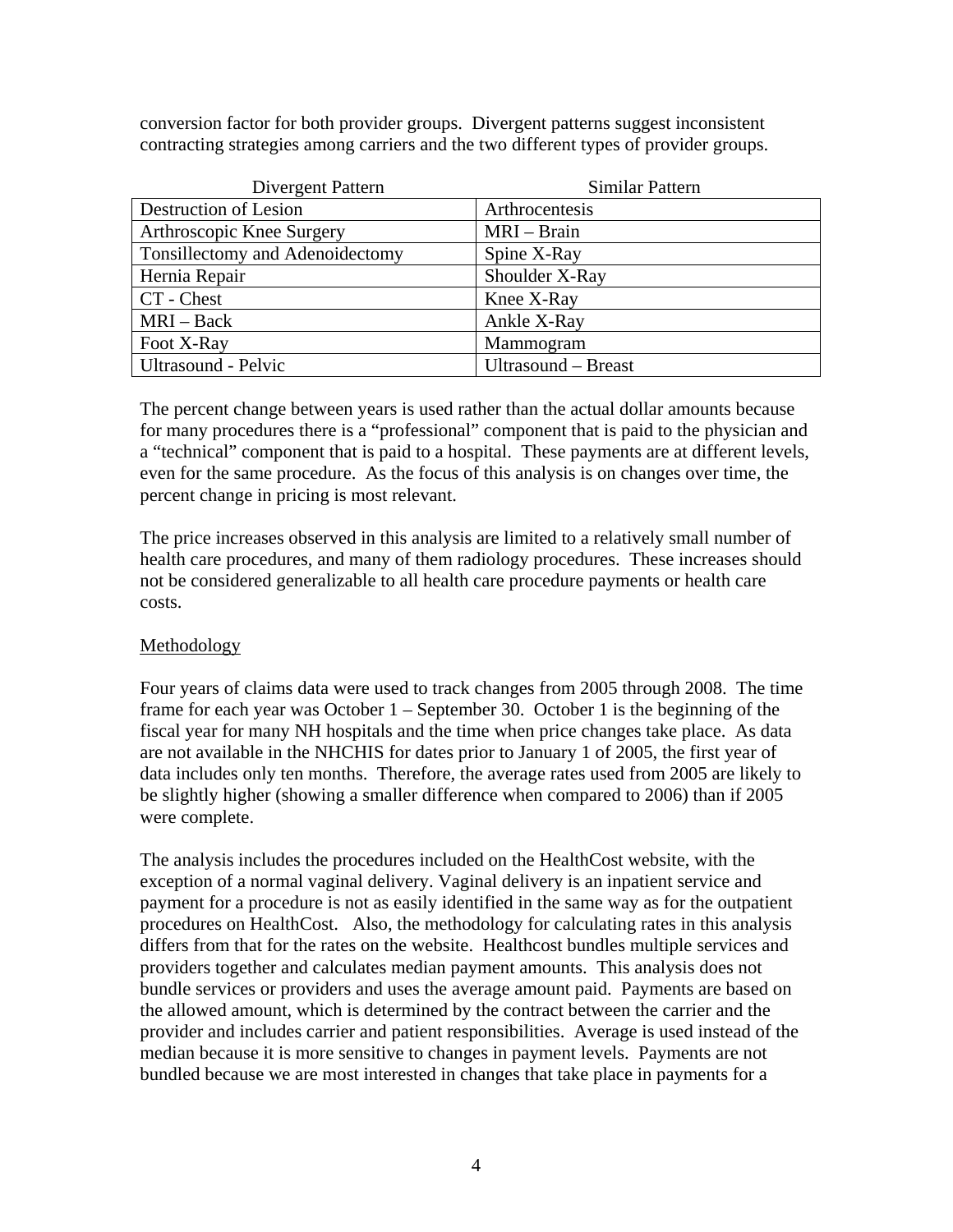conversion factor for both provider groups. Divergent patterns suggest inconsistent contracting strategies among carriers and the two different types of provider groups.

| Divergent Pattern | Similar Pattern |
|---|---|
| Destruction of Lesion | Arthrocentesis |
| Arthroscopic Knee Surgery | MRI – Brain |
| Tonsillectomy and Adenoidectomy | Spine X-Ray |
| Hernia Repair | Shoulder X-Ray |
| CT - Chest | Knee X-Ray |
| MRI – Back | Ankle X-Ray |
| Foot X-Ray | Mammogram |
| Ultrasound - Pelvic | Ultrasound – Breast |

The percent change between years is used rather than the actual dollar amounts because for many procedures there is a "professional" component that is paid to the physician and a "technical" component that is paid to a hospital. These payments are at different levels, even for the same procedure. As the focus of this analysis is on changes over time, the percent change in pricing is most relevant.

The price increases observed in this analysis are limited to a relatively small number of health care procedures, and many of them radiology procedures. These increases should not be considered generalizable to all health care procedure payments or health care costs.

## Methodology

Four years of claims data were used to track changes from 2005 through 2008. The time frame for each year was October 1 – September 30. October 1 is the beginning of the fiscal year for many NH hospitals and the time when price changes take place. As data are not available in the NHCHIS for dates prior to January 1 of 2005, the first year of data includes only ten months. Therefore, the average rates used from 2005 are likely to be slightly higher (showing a smaller difference when compared to 2006) than if 2005 were complete.

The analysis includes the procedures included on the HealthCost website, with the exception of a normal vaginal delivery. Vaginal delivery is an inpatient service and payment for a procedure is not as easily identified in the same way as for the outpatient procedures on HealthCost. Also, the methodology for calculating rates in this analysis differs from that for the rates on the website. Healthcost bundles multiple services and providers together and calculates median payment amounts. This analysis does not bundle services or providers and uses the average amount paid. Payments are based on the allowed amount, which is determined by the contract between the carrier and the provider and includes carrier and patient responsibilities. Average is used instead of the median because it is more sensitive to changes in payment levels. Payments are not bundled because we are most interested in changes that take place in payments for a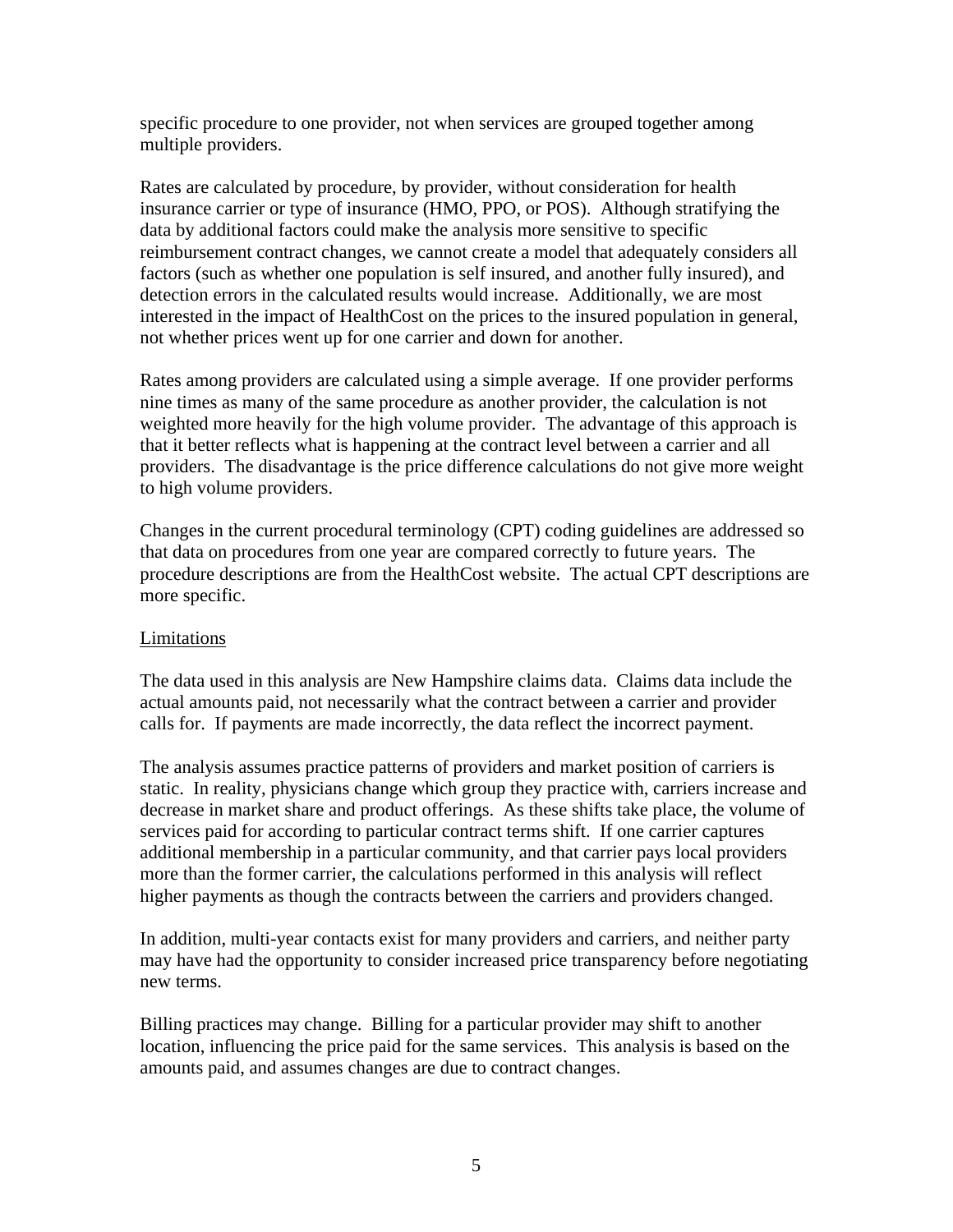specific procedure to one provider, not when services are grouped together among multiple providers.

Rates are calculated by procedure, by provider, without consideration for health insurance carrier or type of insurance (HMO, PPO, or POS). Although stratifying the data by additional factors could make the analysis more sensitive to specific reimbursement contract changes, we cannot create a model that adequately considers all factors (such as whether one population is self insured, and another fully insured), and detection errors in the calculated results would increase. Additionally, we are most interested in the impact of HealthCost on the prices to the insured population in general, not whether prices went up for one carrier and down for another.

Rates among providers are calculated using a simple average. If one provider performs nine times as many of the same procedure as another provider, the calculation is not weighted more heavily for the high volume provider. The advantage of this approach is that it better reflects what is happening at the contract level between a carrier and all providers. The disadvantage is the price difference calculations do not give more weight to high volume providers.

Changes in the current procedural terminology (CPT) coding guidelines are addressed so that data on procedures from one year are compared correctly to future years. The procedure descriptions are from the HealthCost website. The actual CPT descriptions are more specific.

## Limitations

The data used in this analysis are New Hampshire claims data. Claims data include the actual amounts paid, not necessarily what the contract between a carrier and provider calls for. If payments are made incorrectly, the data reflect the incorrect payment.

The analysis assumes practice patterns of providers and market position of carriers is static. In reality, physicians change which group they practice with, carriers increase and decrease in market share and product offerings. As these shifts take place, the volume of services paid for according to particular contract terms shift. If one carrier captures additional membership in a particular community, and that carrier pays local providers more than the former carrier, the calculations performed in this analysis will reflect higher payments as though the contracts between the carriers and providers changed.

In addition, multi-year contacts exist for many providers and carriers, and neither party may have had the opportunity to consider increased price transparency before negotiating new terms.

Billing practices may change. Billing for a particular provider may shift to another location, influencing the price paid for the same services. This analysis is based on the amounts paid, and assumes changes are due to contract changes.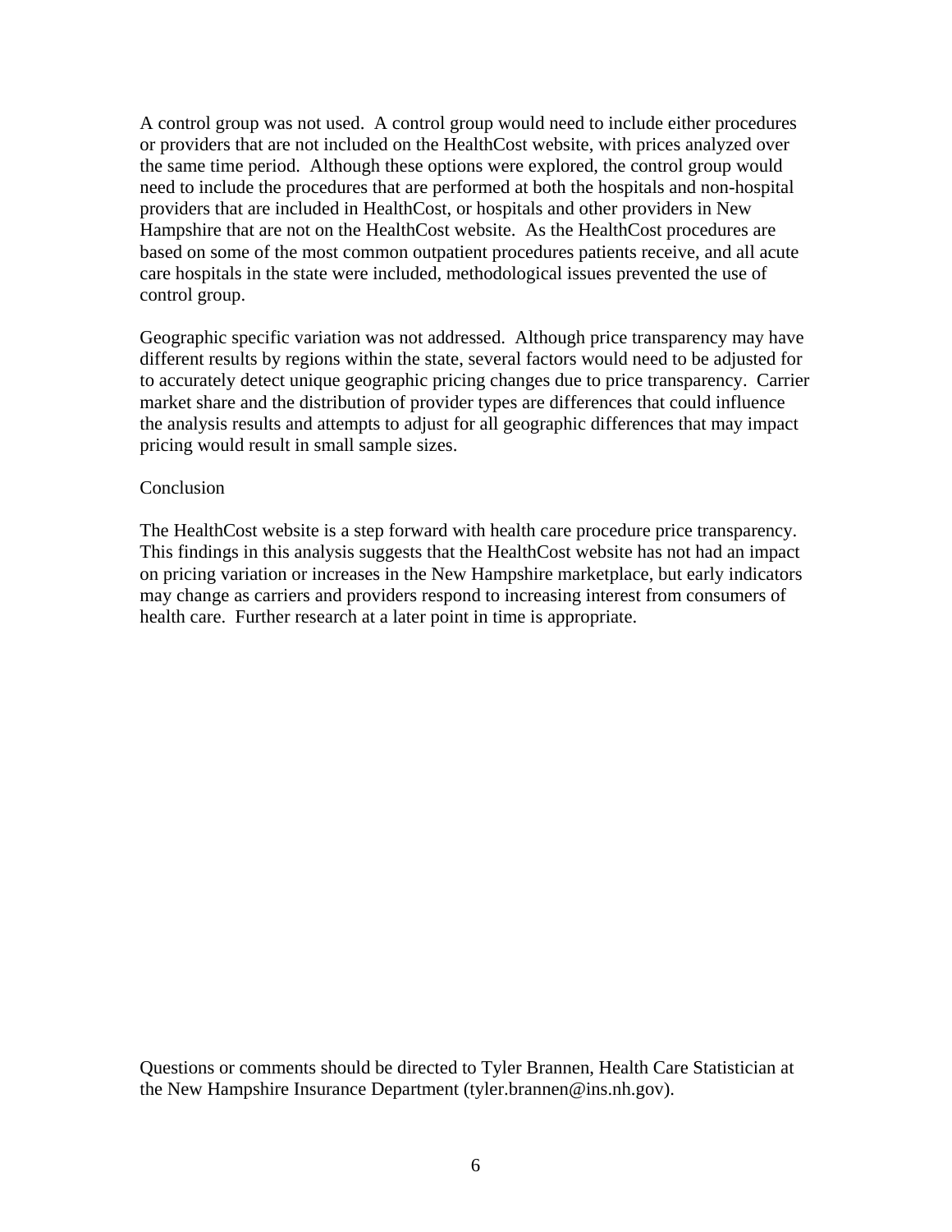A control group was not used. A control group would need to include either procedures or providers that are not included on the HealthCost website, with prices analyzed over the same time period. Although these options were explored, the control group would need to include the procedures that are performed at both the hospitals and non-hospital providers that are included in HealthCost, or hospitals and other providers in New Hampshire that are not on the HealthCost website. As the HealthCost procedures are based on some of the most common outpatient procedures patients receive, and all acute care hospitals in the state were included, methodological issues prevented the use of control group.

Geographic specific variation was not addressed. Although price transparency may have different results by regions within the state, several factors would need to be adjusted for to accurately detect unique geographic pricing changes due to price transparency. Carrier market share and the distribution of provider types are differences that could influence the analysis results and attempts to adjust for all geographic differences that may impact pricing would result in small sample sizes.

## Conclusion

The HealthCost website is a step forward with health care procedure price transparency. This findings in this analysis suggests that the HealthCost website has not had an impact on pricing variation or increases in the New Hampshire marketplace, but early indicators may change as carriers and providers respond to increasing interest from consumers of health care. Further research at a later point in time is appropriate.

Questions or comments should be directed to Tyler Brannen, Health Care Statistician at the New Hampshire Insurance Department (tyler.brannen@ins.nh.gov).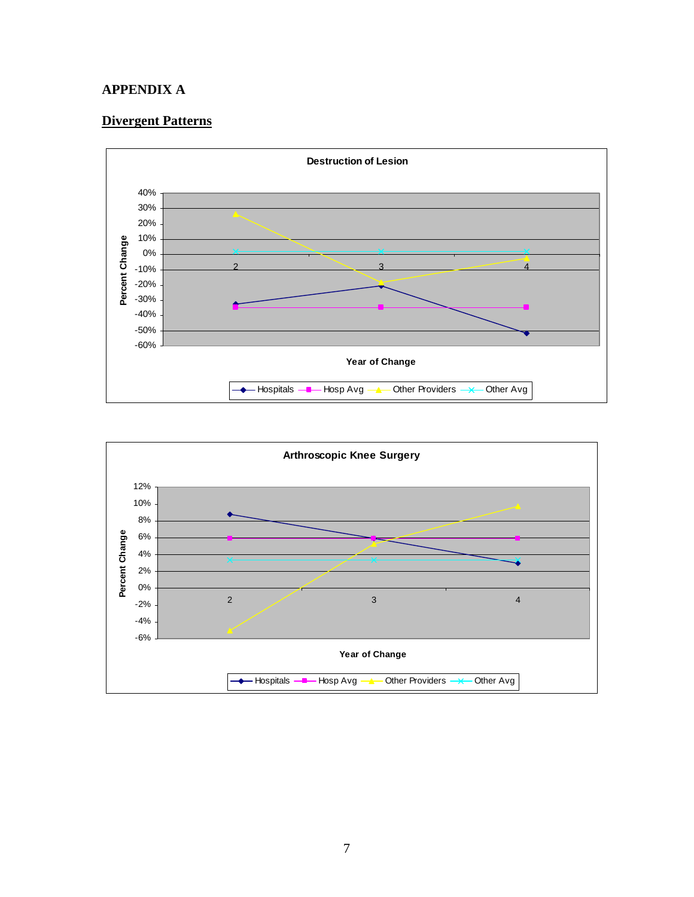# APPENDIX A

## Divergent Patterns

**Destruction of Lesion**

Percent Change

40%
30%
20%
10%
0%
-10%
-20%
-30%
-40%
-50%
-60%

2 3 4

Year of Change

Hospitals — Hosp Avg — Other Providers — Other Avg

**Arthroscopic Knee Surgery**

Percent Change

12%
10%
8%
6%
4%
2%
0%
-2%
-4%
-6%

2 3 4

Year of Change

Hospitals — Hosp Avg — Other Providers — Other Avg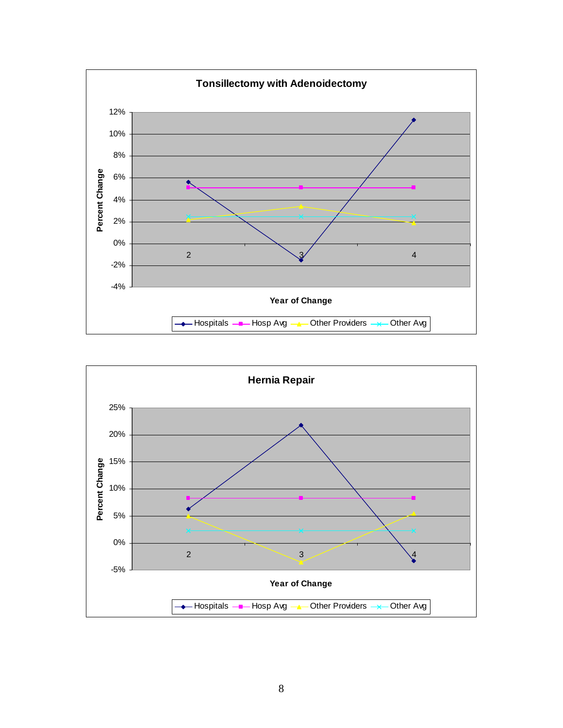**Tonsillectomy with Adenoidectomy**

Percent Change (y-axis: -4% to 12%); Year of Change (x-axis: 2, 3, 4)

Legend: Hospitals, Hosp Avg, Other Providers, Other Avg

**Hernia Repair**

Percent Change (y-axis: -5% to 25%); Year of Change (x-axis: 2, 3, 4)

Legend: Hospitals, Hosp Avg, Other Providers, Other Avg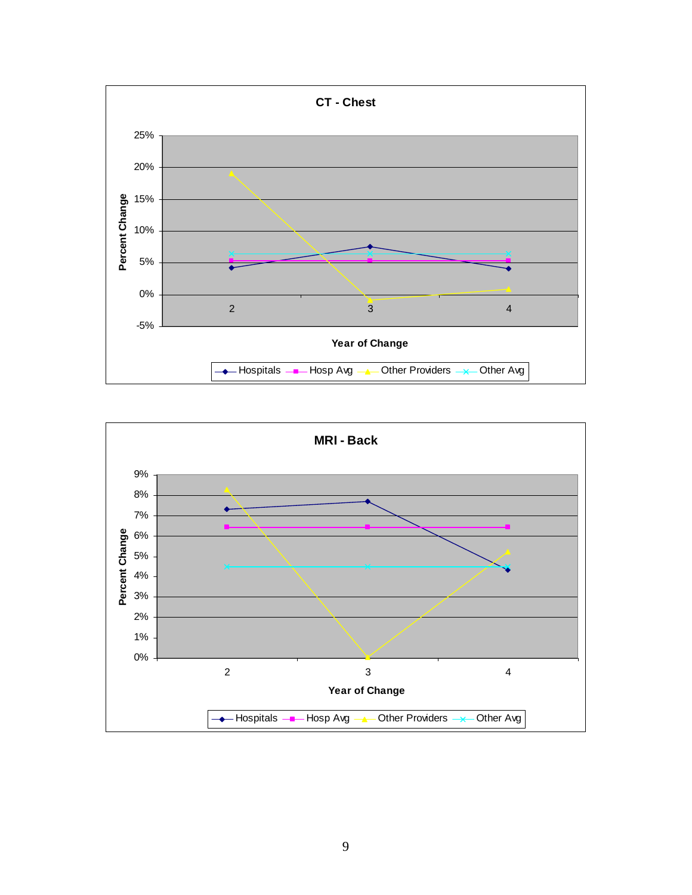**CT - Chest**

Percent Change (y-axis: -5% to 25%); Year of Change (x-axis: 2, 3, 4)

Legend: Hospitals, Hosp Avg, Other Providers, Other Avg

**MRI - Back**

Percent Change (y-axis: 0% to 9%); Year of Change (x-axis: 2, 3, 4)

Legend: Hospitals, Hosp Avg, Other Providers, Other Avg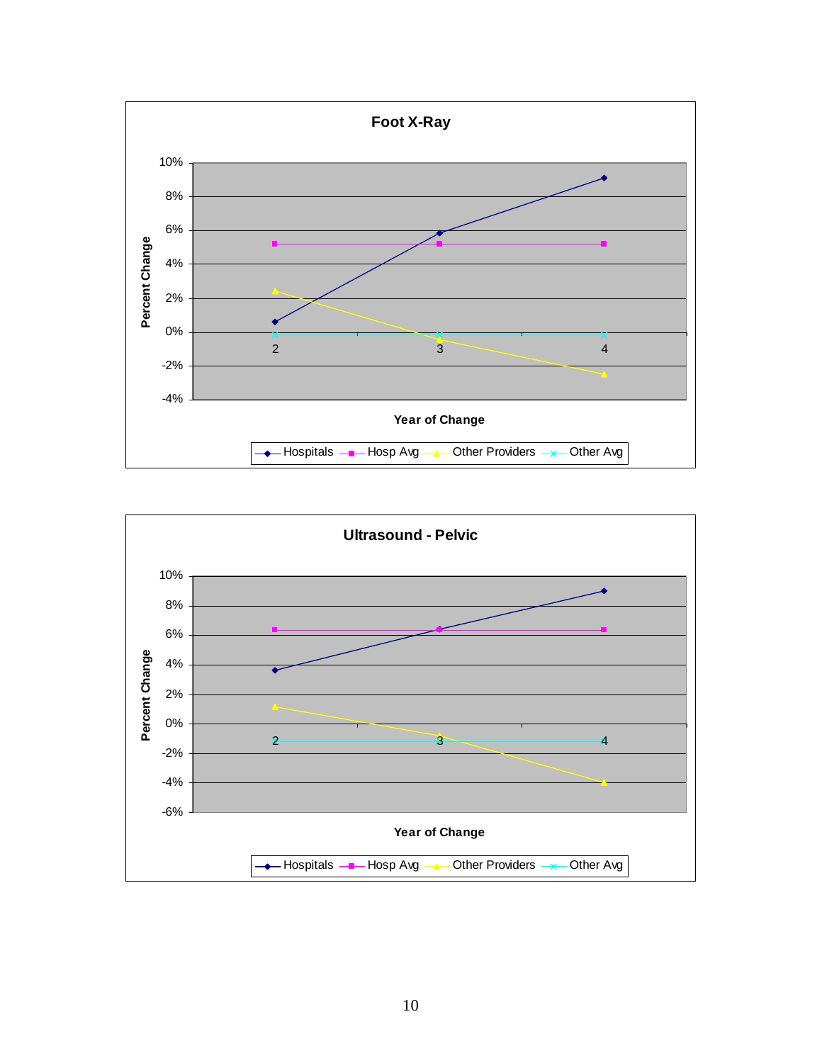**Foot X-Ray**

Percent Change (y-axis: -4% to 10%); Year of Change (x-axis: 2, 3, 4)

Legend: Hospitals, Hosp Avg, Other Providers, Other Avg

**Ultrasound - Pelvic**

Percent Change (y-axis: -6% to 10%); Year of Change (x-axis: 2, 3, 4)

Legend: Hospitals, Hosp Avg, Other Providers, Other Avg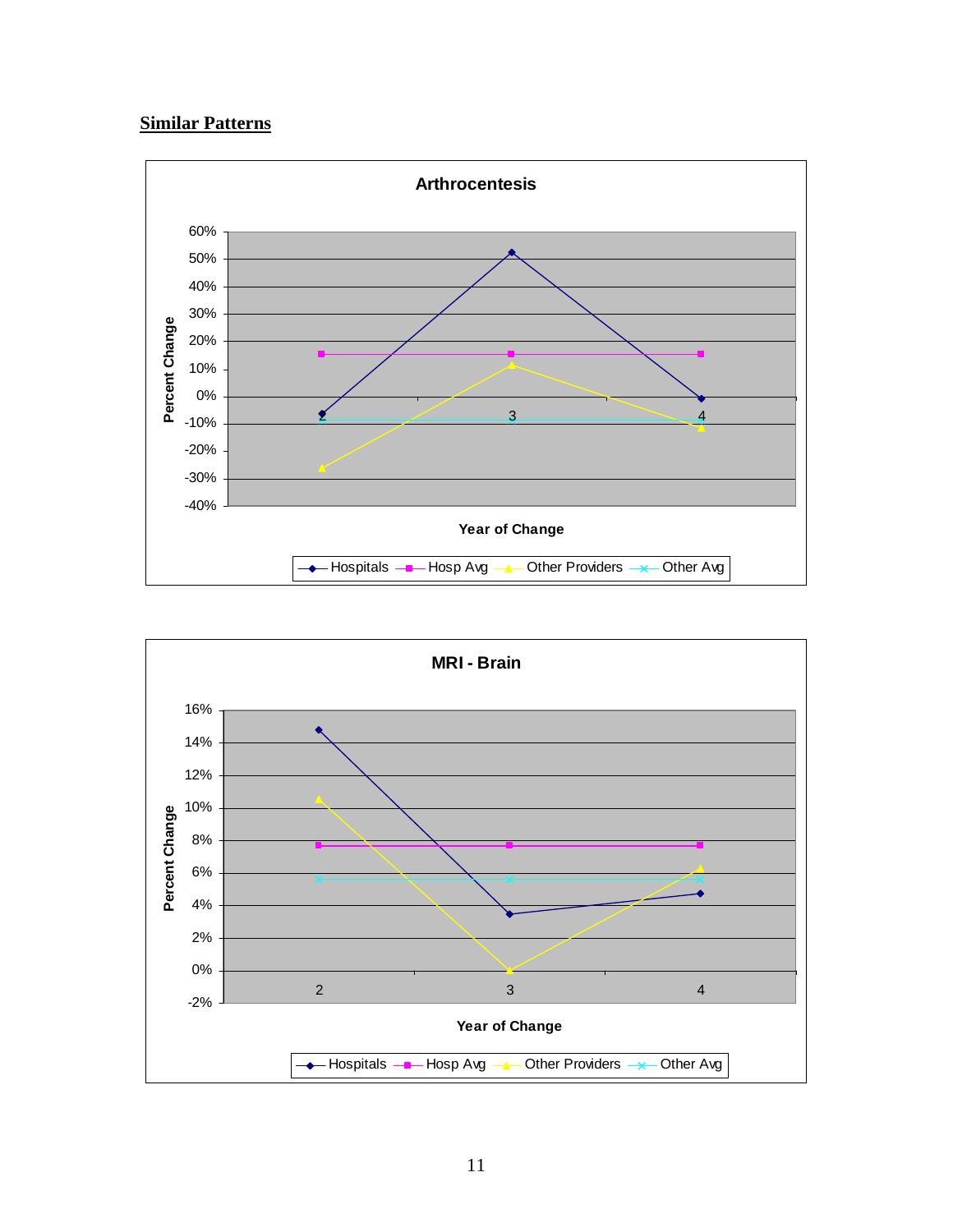## Similar Patterns

**Arthrocentesis**

Percent Change vs. Year of Change (2, 3, 4)

Legend: Hospitals, Hosp Avg, Other Providers, Other Avg

**MRI - Brain**

Percent Change vs. Year of Change (2, 3, 4)

Legend: Hospitals, Hosp Avg, Other Providers, Other Avg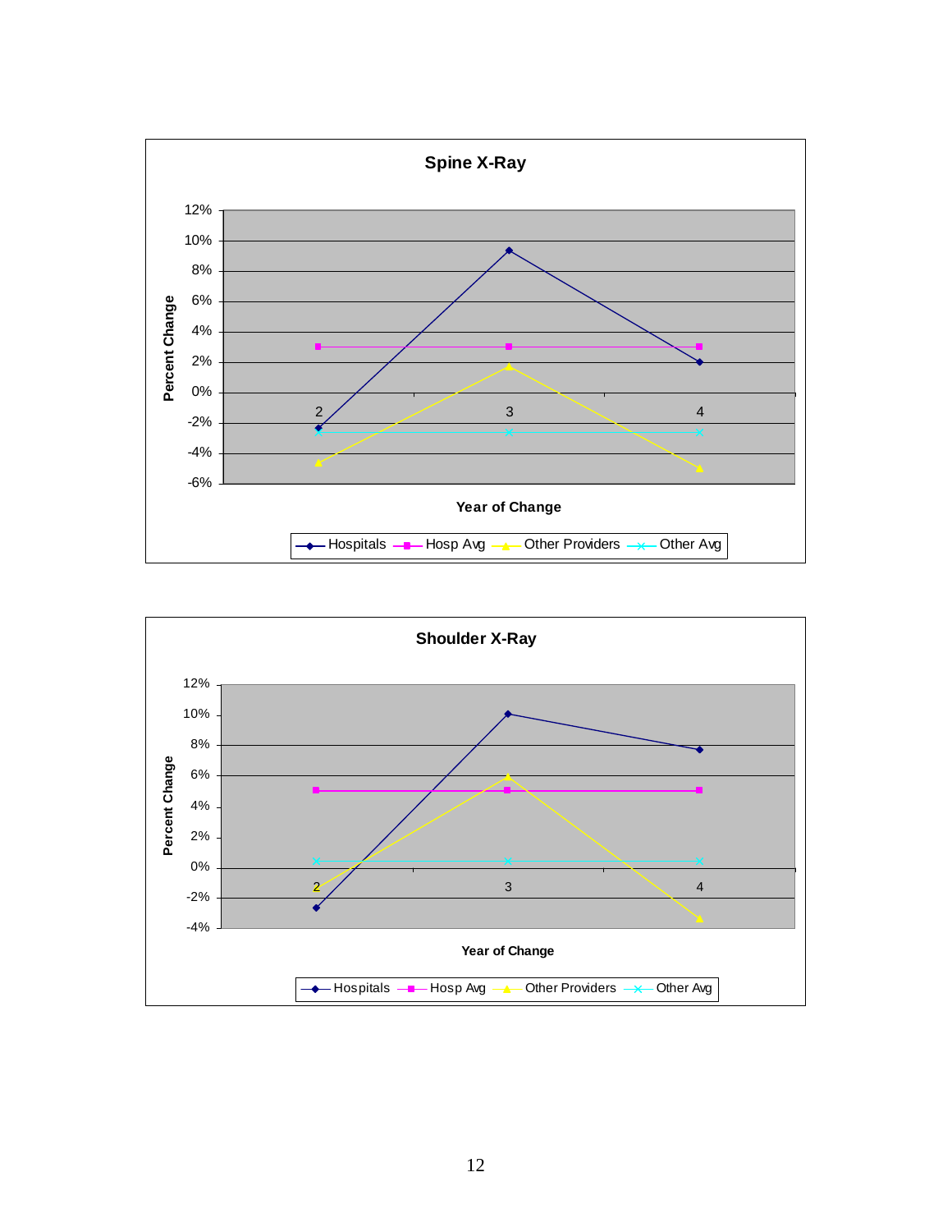**Spine X-Ray**

Percent Change (y-axis: -6% to 12%); Year of Change (x-axis: 2, 3, 4)

Legend: Hospitals, Hosp Avg, Other Providers, Other Avg

**Shoulder X-Ray**

Percent Change (y-axis: -4% to 12%); Year of Change (x-axis: 2, 3, 4)

Legend: Hospitals, Hosp Avg, Other Providers, Other Avg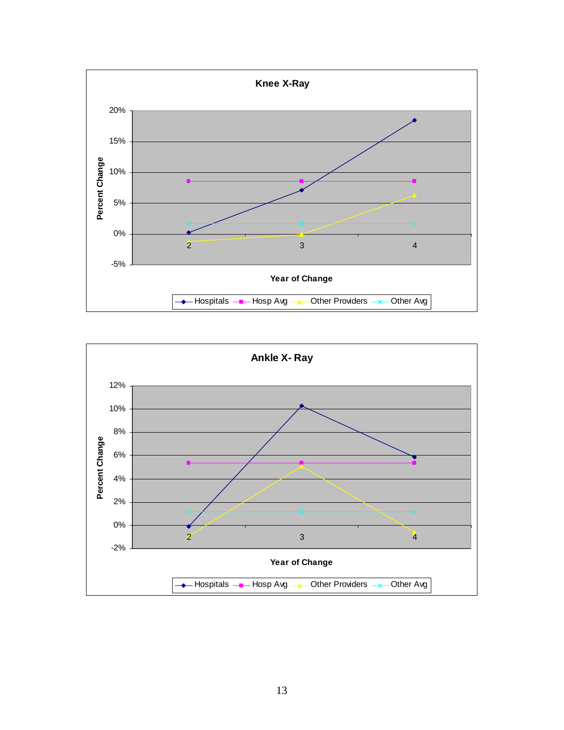**Knee X-Ray**

Percent Change

20%
15%
10%
5%
0%
-5%

2 3 4

Year of Change

Hospitals | Hosp Avg | Other Providers | Other Avg

**Ankle X- Ray**

Percent Change

12%
10%
8%
6%
4%
2%
0%
-2%

2 3 4

Year of Change

Hospitals | Hosp Avg | Other Providers | Other Avg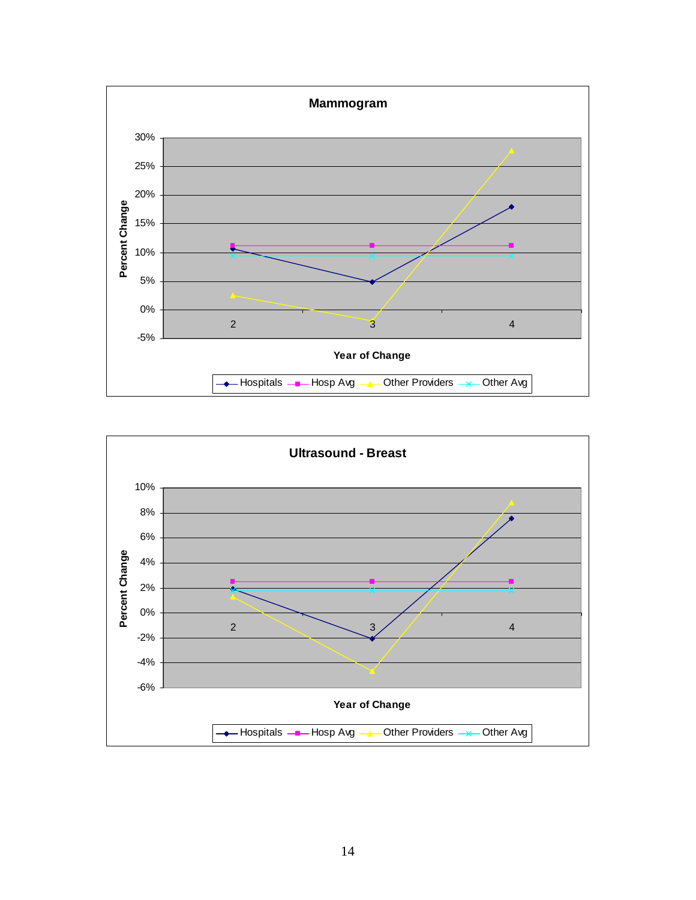**Mammogram**

Percent Change

30%
25%
20%
15%
10%
5%
0%
-5%

2 3 4

Year of Change

Hospitals | Hosp Avg | Other Providers | Other Avg

**Ultrasound - Breast**

Percent Change

10%
8%
6%
4%
2%
0%
-2%
-4%
-6%

2 3 4

Year of Change

Hospitals | Hosp Avg | Other Providers | Other Avg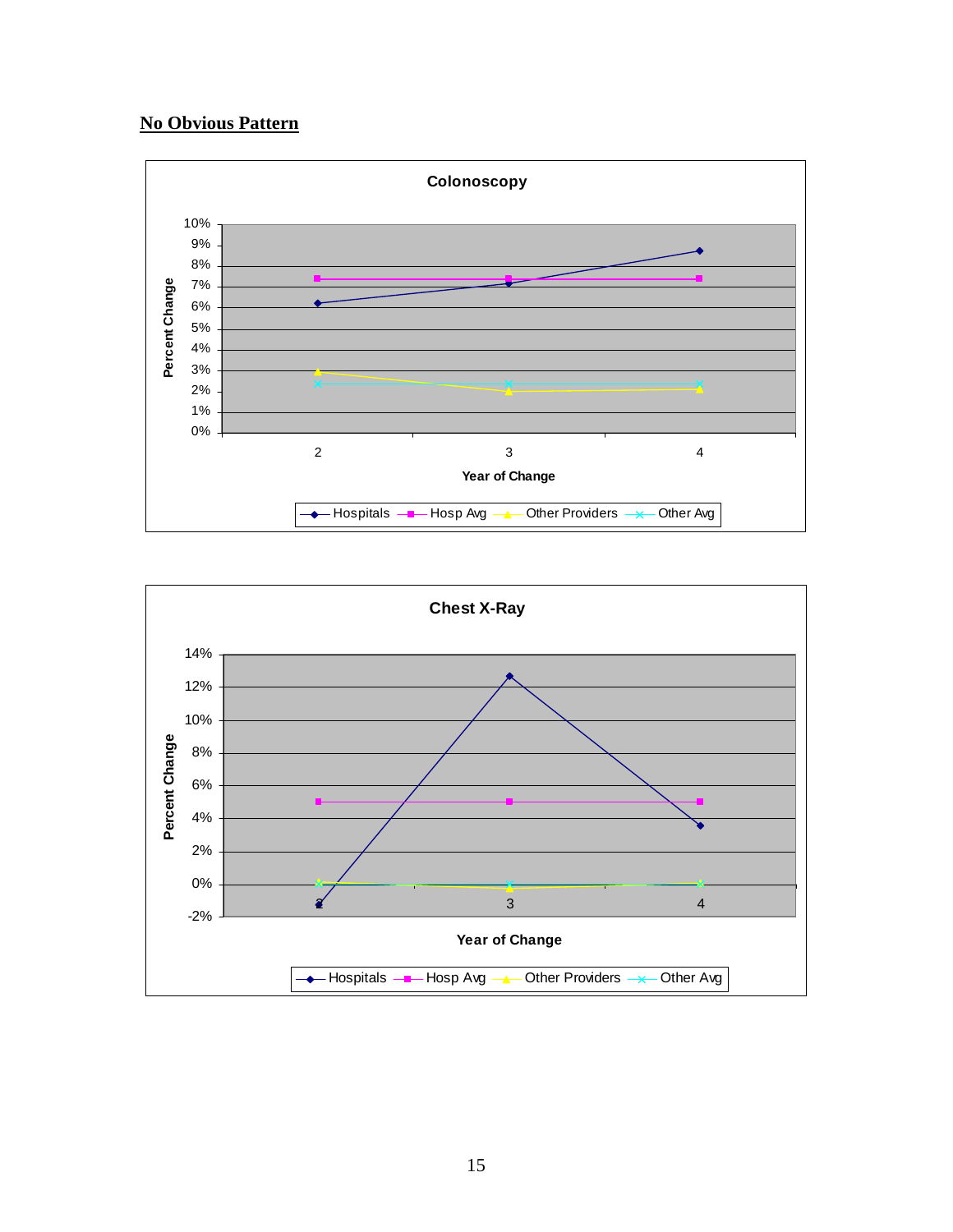**No Obvious Pattern**

**Colonoscopy**

Percent Change

10%
9%
8%
7%
6%
5%
4%
3%
2%
1%
0%

2 3 4

Year of Change

Hospitals — Hosp Avg — Other Providers — Other Avg

**Chest X-Ray**

Percent Change

14%
12%
10%
8%
6%
4%
2%
0%
-2%

2 3 4

Year of Change

Hospitals — Hosp Avg — Other Providers — Other Avg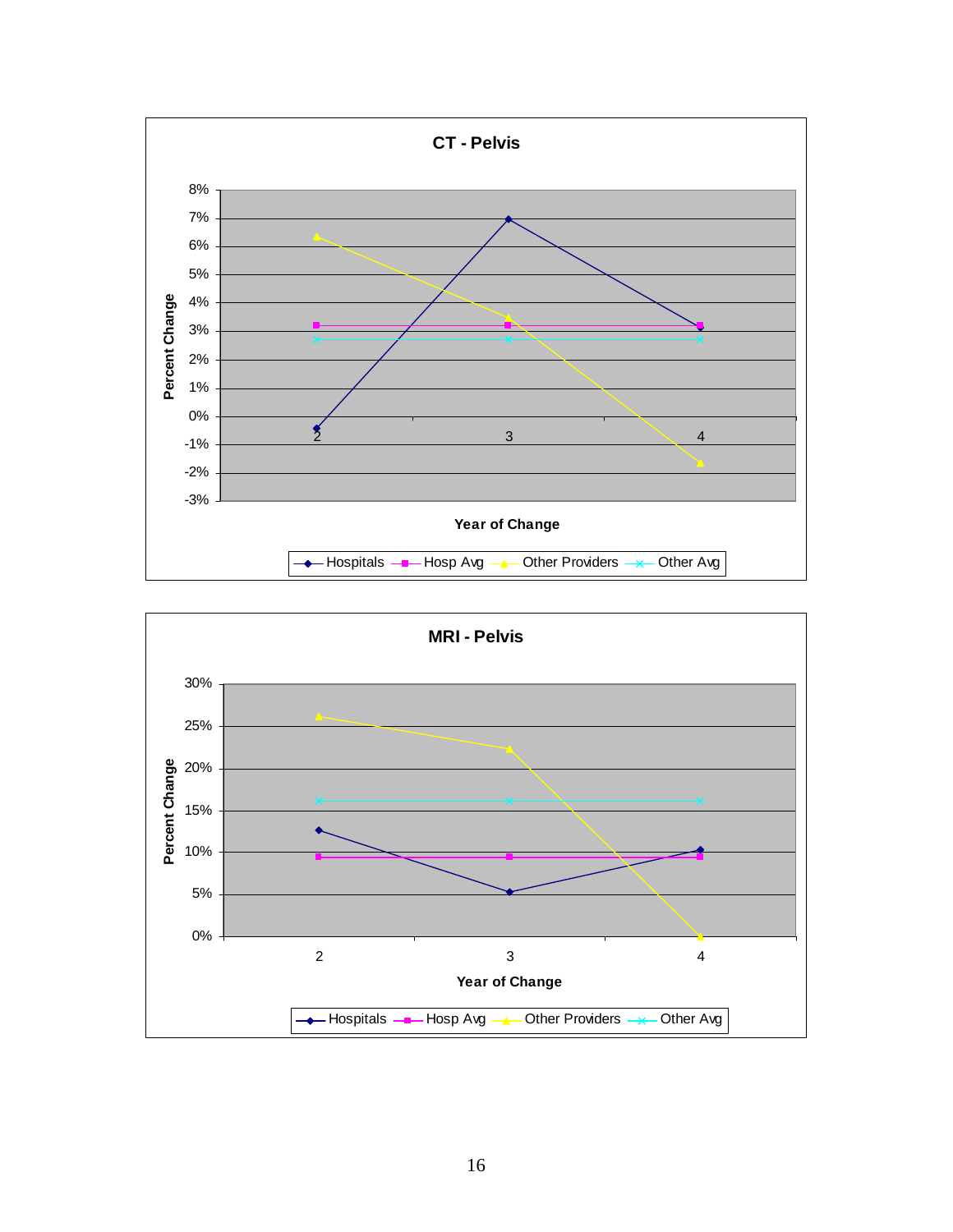**CT - Pelvis**

Percent Change (y-axis, -3% to 8%) by Year of Change (x-axis: 2, 3, 4)

Legend: Hospitals, Hosp Avg, Other Providers, Other Avg

**MRI - Pelvis**

Percent Change (y-axis, 0% to 30%) by Year of Change (x-axis: 2, 3, 4)

Legend: Hospitals, Hosp Avg, Other Providers, Other Avg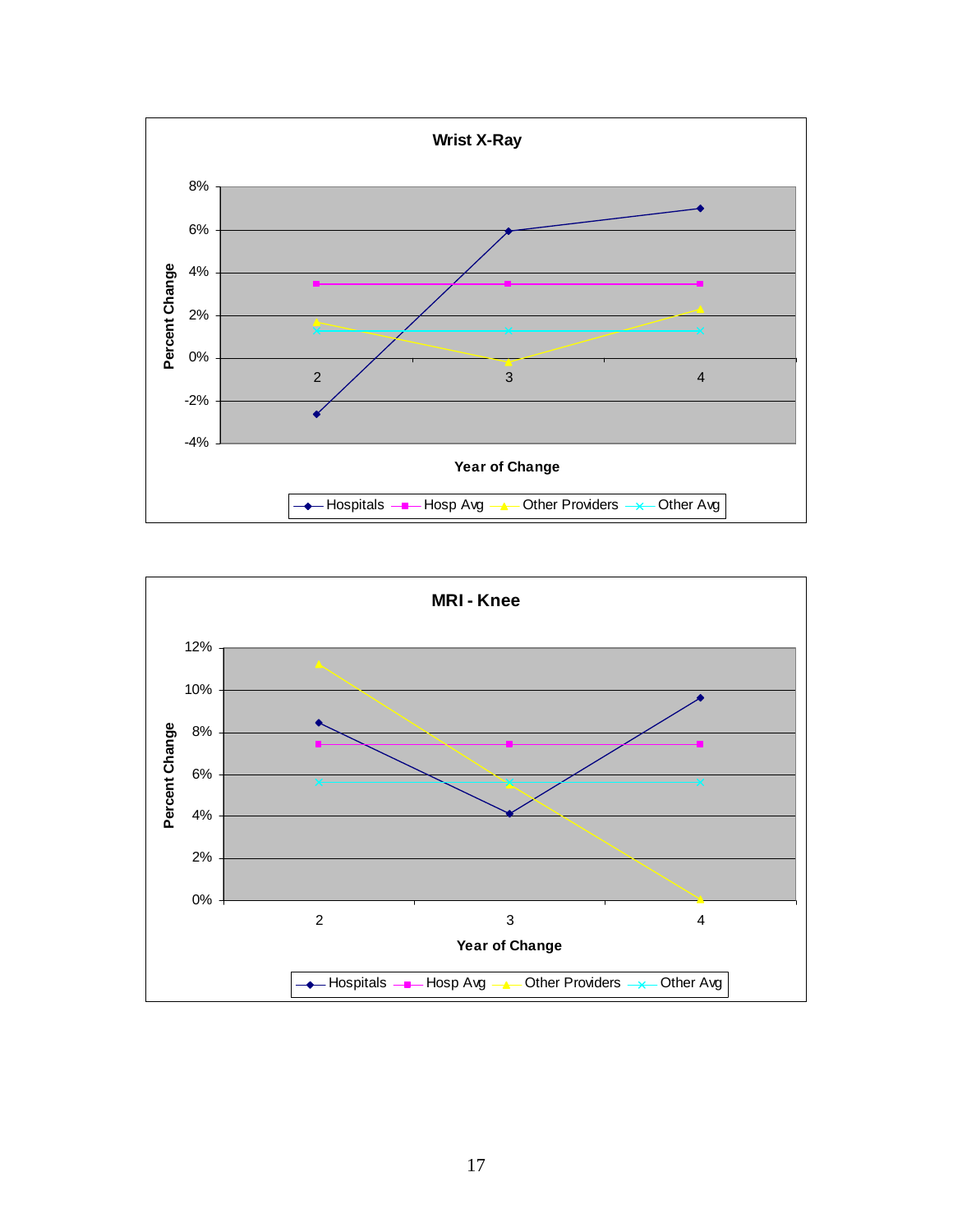**Wrist X-Ray**

Percent Change

Year of Change

Hospitals, Hosp Avg, Other Providers, Other Avg

**MRI - Knee**

Percent Change

Year of Change

Hospitals, Hosp Avg, Other Providers, Other Avg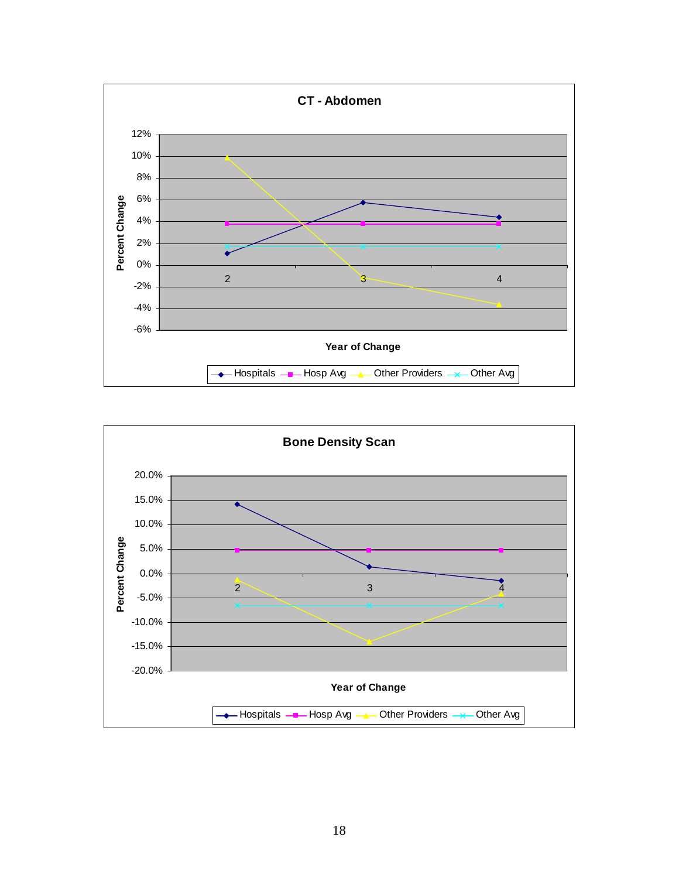**CT - Abdomen**

Percent Change (y-axis: -6% to 12%)

Year of Change (x-axis: 2, 3, 4)

Legend: Hospitals, Hosp Avg, Other Providers, Other Avg

**Bone Density Scan**

Percent Change (y-axis: -20.0% to 20.0%)

Year of Change (x-axis: 2, 3, 4)

Legend: Hospitals, Hosp Avg, Other Providers, Other Avg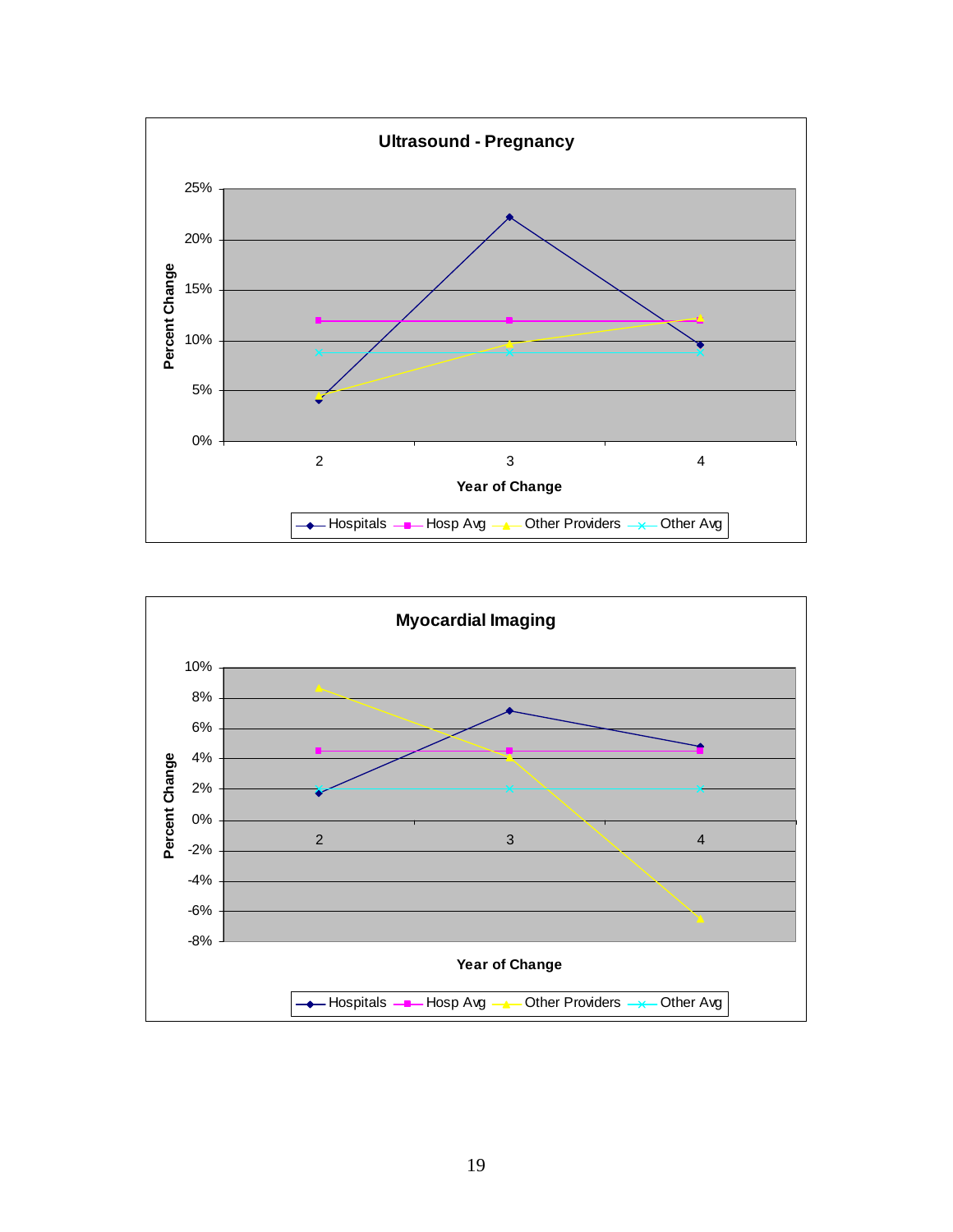**Ultrasound - Pregnancy**

Percent Change: 25%, 20%, 15%, 10%, 5%, 0%

Year of Change: 2, 3, 4

Hospitals — Hosp Avg — Other Providers — Other Avg

**Myocardial Imaging**

Percent Change: 10%, 8%, 6%, 4%, 2%, 0%, -2%, -4%, -6%, -8%

Year of Change: 2, 3, 4

Hospitals — Hosp Avg — Other Providers — Other Avg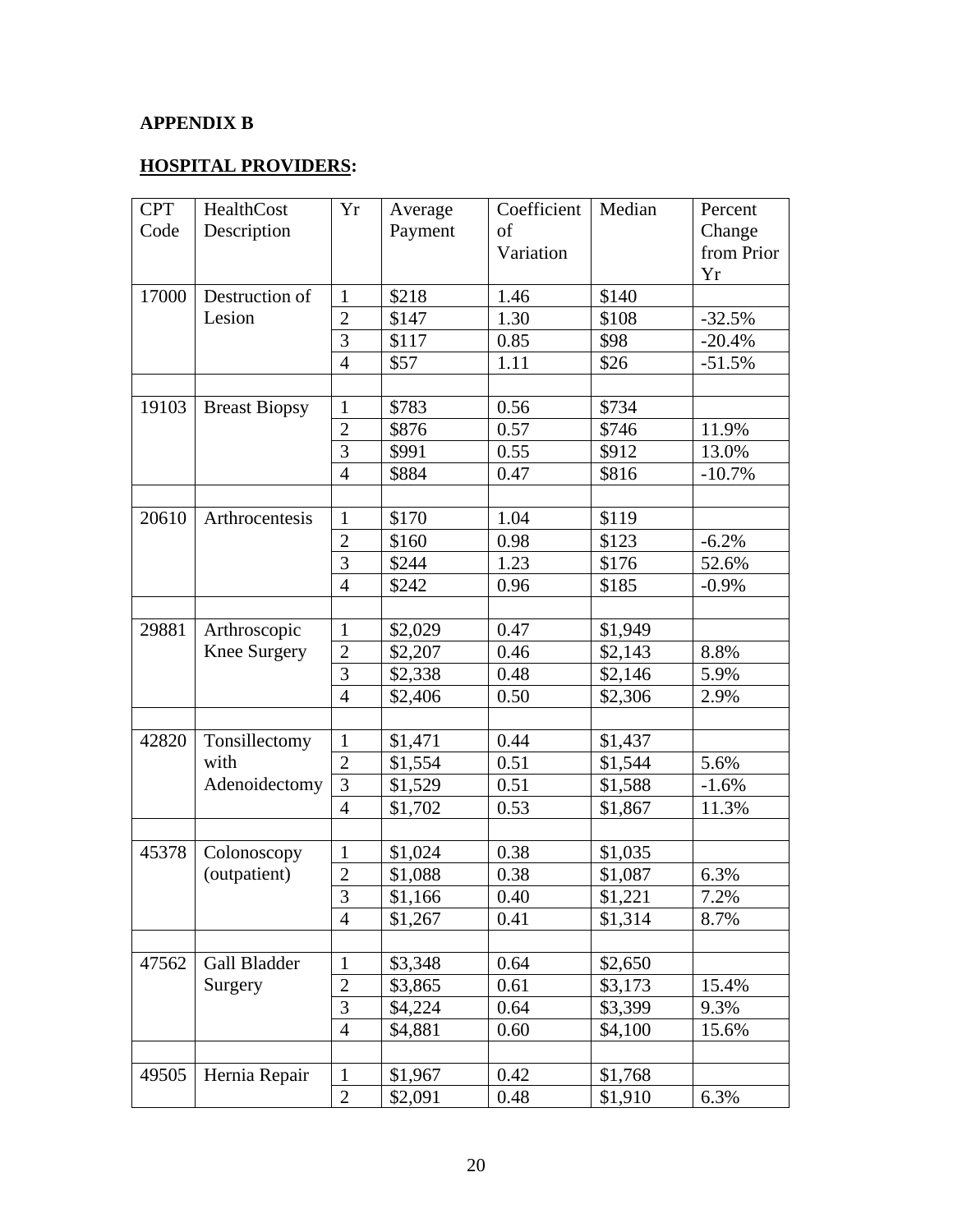**APPENDIX B**

**<u>HOSPITAL PROVIDERS</u>:**

| CPT Code | HealthCost Description | Yr | Average Payment | Coefficient of Variation | Median | Percent Change from Prior Yr |
|---|---|---|---|---|---|---|
| 17000 | Destruction of Lesion | 1 | $218 | 1.46 | $140 | |
| | | 2 | $147 | 1.30 | $108 | -32.5% |
| | | 3 | $117 | 0.85 | $98 | -20.4% |
| | | 4 | $57 | 1.11 | $26 | -51.5% |
| | | | | | | |
| 19103 | Breast Biopsy | 1 | $783 | 0.56 | $734 | |
| | | 2 | $876 | 0.57 | $746 | 11.9% |
| | | 3 | $991 | 0.55 | $912 | 13.0% |
| | | 4 | $884 | 0.47 | $816 | -10.7% |
| | | | | | | |
| 20610 | Arthrocentesis | 1 | $170 | 1.04 | $119 | |
| | | 2 | $160 | 0.98 | $123 | -6.2% |
| | | 3 | $244 | 1.23 | $176 | 52.6% |
| | | 4 | $242 | 0.96 | $185 | -0.9% |
| | | | | | | |
| 29881 | Arthroscopic Knee Surgery | 1 | $2,029 | 0.47 | $1,949 | |
| | | 2 | $2,207 | 0.46 | $2,143 | 8.8% |
| | | 3 | $2,338 | 0.48 | $2,146 | 5.9% |
| | | 4 | $2,406 | 0.50 | $2,306 | 2.9% |
| | | | | | | |
| 42820 | Tonsillectomy with Adenoidectomy | 1 | $1,471 | 0.44 | $1,437 | |
| | | 2 | $1,554 | 0.51 | $1,544 | 5.6% |
| | | 3 | $1,529 | 0.51 | $1,588 | -1.6% |
| | | 4 | $1,702 | 0.53 | $1,867 | 11.3% |
| | | | | | | |
| 45378 | Colonoscopy (outpatient) | 1 | $1,024 | 0.38 | $1,035 | |
| | | 2 | $1,088 | 0.38 | $1,087 | 6.3% |
| | | 3 | $1,166 | 0.40 | $1,221 | 7.2% |
| | | 4 | $1,267 | 0.41 | $1,314 | 8.7% |
| | | | | | | |
| 47562 | Gall Bladder Surgery | 1 | $3,348 | 0.64 | $2,650 | |
| | | 2 | $3,865 | 0.61 | $3,173 | 15.4% |
| | | 3 | $4,224 | 0.64 | $3,399 | 9.3% |
| | | 4 | $4,881 | 0.60 | $4,100 | 15.6% |
| | | | | | | |
| 49505 | Hernia Repair | 1 | $1,967 | 0.42 | $1,768 | |
| | | 2 | $2,091 | 0.48 | $1,910 | 6.3% |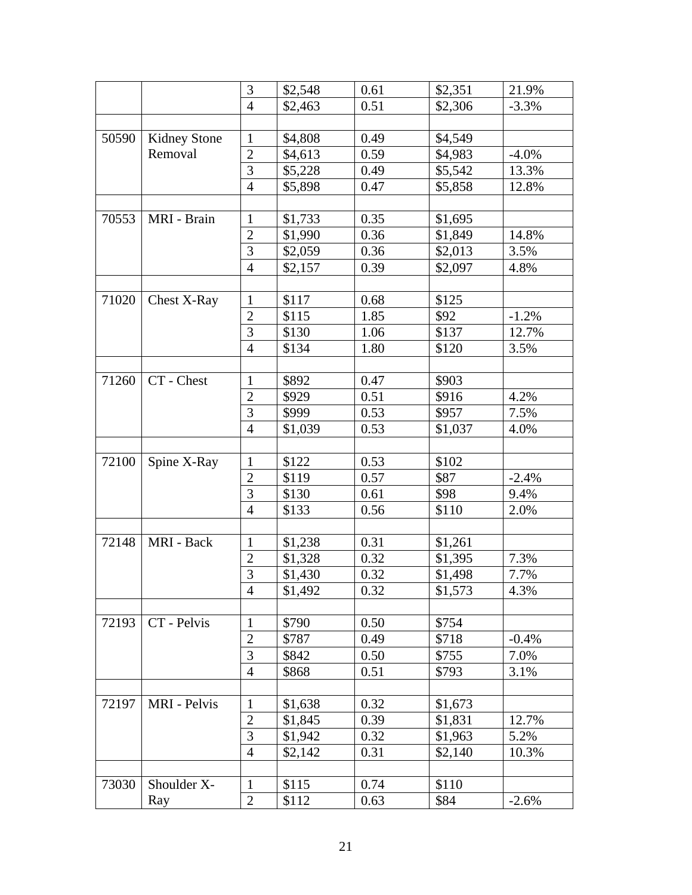| | | 3 | $2,548 | 0.61 | $2,351 | 21.9% |
|---|---|---|---|---|---|---|
| | | 4 | $2,463 | 0.51 | $2,306 | -3.3% |
| | | | | | | |
| 50590 | Kidney Stone Removal | 1 | $4,808 | 0.49 | $4,549 | |
| | | 2 | $4,613 | 0.59 | $4,983 | -4.0% |
| | | 3 | $5,228 | 0.49 | $5,542 | 13.3% |
| | | 4 | $5,898 | 0.47 | $5,858 | 12.8% |
| | | | | | | |
| 70553 | MRI - Brain | 1 | $1,733 | 0.35 | $1,695 | |
| | | 2 | $1,990 | 0.36 | $1,849 | 14.8% |
| | | 3 | $2,059 | 0.36 | $2,013 | 3.5% |
| | | 4 | $2,157 | 0.39 | $2,097 | 4.8% |
| | | | | | | |
| 71020 | Chest X-Ray | 1 | $117 | 0.68 | $125 | |
| | | 2 | $115 | 1.85 | $92 | -1.2% |
| | | 3 | $130 | 1.06 | $137 | 12.7% |
| | | 4 | $134 | 1.80 | $120 | 3.5% |
| | | | | | | |
| 71260 | CT - Chest | 1 | $892 | 0.47 | $903 | |
| | | 2 | $929 | 0.51 | $916 | 4.2% |
| | | 3 | $999 | 0.53 | $957 | 7.5% |
| | | 4 | $1,039 | 0.53 | $1,037 | 4.0% |
| | | | | | | |
| 72100 | Spine X-Ray | 1 | $122 | 0.53 | $102 | |
| | | 2 | $119 | 0.57 | $87 | -2.4% |
| | | 3 | $130 | 0.61 | $98 | 9.4% |
| | | 4 | $133 | 0.56 | $110 | 2.0% |
| | | | | | | |
| 72148 | MRI - Back | 1 | $1,238 | 0.31 | $1,261 | |
| | | 2 | $1,328 | 0.32 | $1,395 | 7.3% |
| | | 3 | $1,430 | 0.32 | $1,498 | 7.7% |
| | | 4 | $1,492 | 0.32 | $1,573 | 4.3% |
| | | | | | | |
| 72193 | CT - Pelvis | 1 | $790 | 0.50 | $754 | |
| | | 2 | $787 | 0.49 | $718 | -0.4% |
| | | 3 | $842 | 0.50 | $755 | 7.0% |
| | | 4 | $868 | 0.51 | $793 | 3.1% |
| | | | | | | |
| 72197 | MRI - Pelvis | 1 | $1,638 | 0.32 | $1,673 | |
| | | 2 | $1,845 | 0.39 | $1,831 | 12.7% |
| | | 3 | $1,942 | 0.32 | $1,963 | 5.2% |
| | | 4 | $2,142 | 0.31 | $2,140 | 10.3% |
| | | | | | | |
| 73030 | Shoulder X-Ray | 1 | $115 | 0.74 | $110 | |
| | | 2 | $112 | 0.63 | $84 | -2.6% |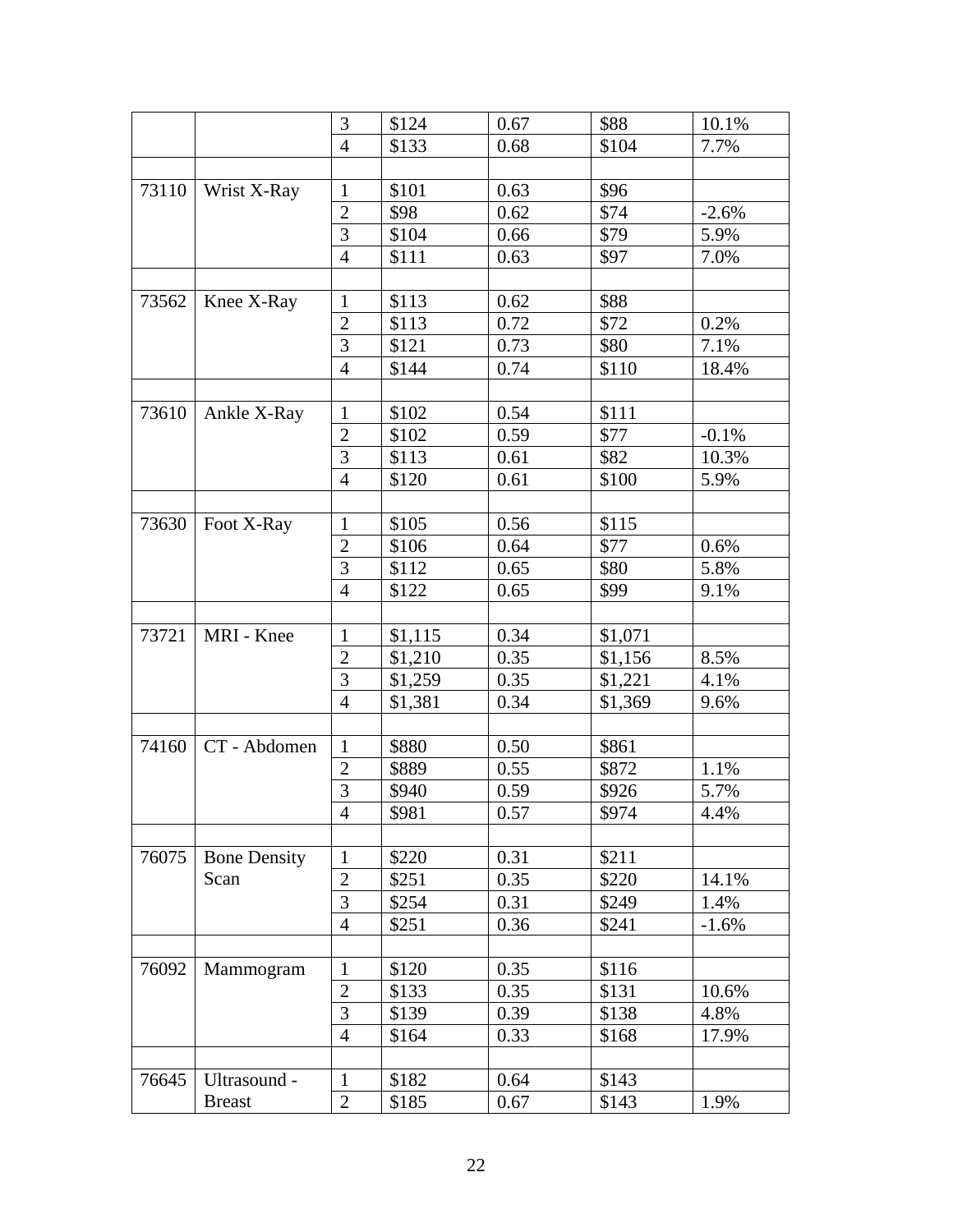| | | | | | | |
|---|---|---|---|---|---|---|
| | | 3 | $124 | 0.67 | $88 | 10.1% |
| | | 4 | $133 | 0.68 | $104 | 7.7% |
| | | | | | | |
| 73110 | Wrist X-Ray | 1 | $101 | 0.63 | $96 | |
| | | 2 | $98 | 0.62 | $74 | -2.6% |
| | | 3 | $104 | 0.66 | $79 | 5.9% |
| | | 4 | $111 | 0.63 | $97 | 7.0% |
| | | | | | | |
| 73562 | Knee X-Ray | 1 | $113 | 0.62 | $88 | |
| | | 2 | $113 | 0.72 | $72 | 0.2% |
| | | 3 | $121 | 0.73 | $80 | 7.1% |
| | | 4 | $144 | 0.74 | $110 | 18.4% |
| | | | | | | |
| 73610 | Ankle X-Ray | 1 | $102 | 0.54 | $111 | |
| | | 2 | $102 | 0.59 | $77 | -0.1% |
| | | 3 | $113 | 0.61 | $82 | 10.3% |
| | | 4 | $120 | 0.61 | $100 | 5.9% |
| | | | | | | |
| 73630 | Foot X-Ray | 1 | $105 | 0.56 | $115 | |
| | | 2 | $106 | 0.64 | $77 | 0.6% |
| | | 3 | $112 | 0.65 | $80 | 5.8% |
| | | 4 | $122 | 0.65 | $99 | 9.1% |
| | | | | | | |
| 73721 | MRI - Knee | 1 | $1,115 | 0.34 | $1,071 | |
| | | 2 | $1,210 | 0.35 | $1,156 | 8.5% |
| | | 3 | $1,259 | 0.35 | $1,221 | 4.1% |
| | | 4 | $1,381 | 0.34 | $1,369 | 9.6% |
| | | | | | | |
| 74160 | CT - Abdomen | 1 | $880 | 0.50 | $861 | |
| | | 2 | $889 | 0.55 | $872 | 1.1% |
| | | 3 | $940 | 0.59 | $926 | 5.7% |
| | | 4 | $981 | 0.57 | $974 | 4.4% |
| | | | | | | |
| 76075 | Bone Density Scan | 1 | $220 | 0.31 | $211 | |
| | | 2 | $251 | 0.35 | $220 | 14.1% |
| | | 3 | $254 | 0.31 | $249 | 1.4% |
| | | 4 | $251 | 0.36 | $241 | -1.6% |
| | | | | | | |
| 76092 | Mammogram | 1 | $120 | 0.35 | $116 | |
| | | 2 | $133 | 0.35 | $131 | 10.6% |
| | | 3 | $139 | 0.39 | $138 | 4.8% |
| | | 4 | $164 | 0.33 | $168 | 17.9% |
| | | | | | | |
| 76645 | Ultrasound - Breast | 1 | $182 | 0.64 | $143 | |
| | | 2 | $185 | 0.67 | $143 | 1.9% |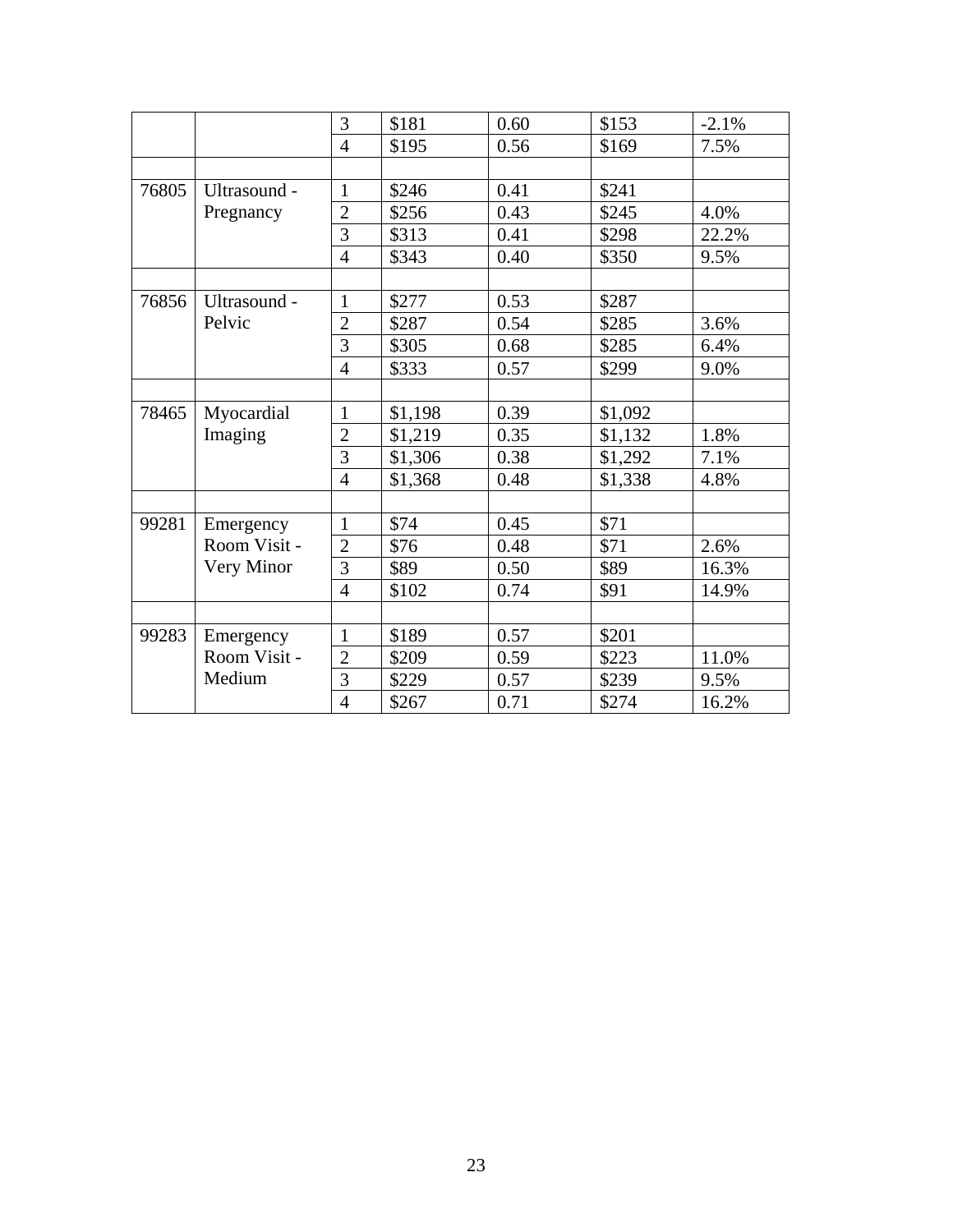| | | | | | | |
|---|---|---|---|---|---|---|
| | | 3 | $181 | 0.60 | $153 | -2.1% |
| | | 4 | $195 | 0.56 | $169 | 7.5% |
| | | | | | | |
| 76805 | Ultrasound - Pregnancy | 1 | $246 | 0.41 | $241 | |
| | | 2 | $256 | 0.43 | $245 | 4.0% |
| | | 3 | $313 | 0.41 | $298 | 22.2% |
| | | 4 | $343 | 0.40 | $350 | 9.5% |
| | | | | | | |
| 76856 | Ultrasound - Pelvic | 1 | $277 | 0.53 | $287 | |
| | | 2 | $287 | 0.54 | $285 | 3.6% |
| | | 3 | $305 | 0.68 | $285 | 6.4% |
| | | 4 | $333 | 0.57 | $299 | 9.0% |
| | | | | | | |
| 78465 | Myocardial Imaging | 1 | $1,198 | 0.39 | $1,092 | |
| | | 2 | $1,219 | 0.35 | $1,132 | 1.8% |
| | | 3 | $1,306 | 0.38 | $1,292 | 7.1% |
| | | 4 | $1,368 | 0.48 | $1,338 | 4.8% |
| | | | | | | |
| 99281 | Emergency Room Visit - Very Minor | 1 | $74 | 0.45 | $71 | |
| | | 2 | $76 | 0.48 | $71 | 2.6% |
| | | 3 | $89 | 0.50 | $89 | 16.3% |
| | | 4 | $102 | 0.74 | $91 | 14.9% |
| | | | | | | |
| 99283 | Emergency Room Visit - Medium | 1 | $189 | 0.57 | $201 | |
| | | 2 | $209 | 0.59 | $223 | 11.0% |
| | | 3 | $229 | 0.57 | $239 | 9.5% |
| | | 4 | $267 | 0.71 | $274 | 16.2% |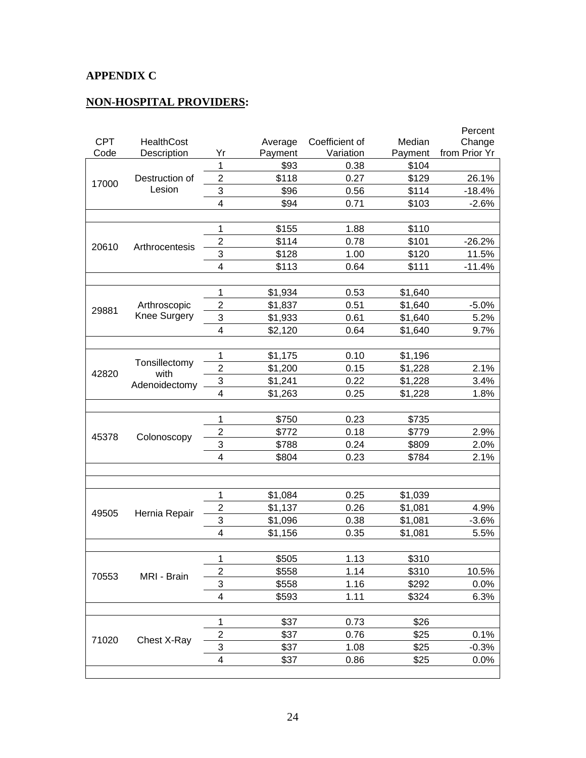**APPENDIX C**

**NON-HOSPITAL PROVIDERS:**

| CPT Code | HealthCost Description | Yr | Average Payment | Coefficient of Variation | Median Payment | Percent Change from Prior Yr |
|---|---|---|---|---|---|---|
| 17000 | Destruction of Lesion | 1 | $93 | 0.38 | $104 | |
| | | 2 | $118 | 0.27 | $129 | 26.1% |
| | | 3 | $96 | 0.56 | $114 | -18.4% |
| | | 4 | $94 | 0.71 | $103 | -2.6% |
| 20610 | Arthrocentesis | 1 | $155 | 1.88 | $110 | |
| | | 2 | $114 | 0.78 | $101 | -26.2% |
| | | 3 | $128 | 1.00 | $120 | 11.5% |
| | | 4 | $113 | 0.64 | $111 | -11.4% |
| 29881 | Arthroscopic Knee Surgery | 1 | $1,934 | 0.53 | $1,640 | |
| | | 2 | $1,837 | 0.51 | $1,640 | -5.0% |
| | | 3 | $1,933 | 0.61 | $1,640 | 5.2% |
| | | 4 | $2,120 | 0.64 | $1,640 | 9.7% |
| 42820 | Tonsillectomy with Adenoidectomy | 1 | $1,175 | 0.10 | $1,196 | |
| | | 2 | $1,200 | 0.15 | $1,228 | 2.1% |
| | | 3 | $1,241 | 0.22 | $1,228 | 3.4% |
| | | 4 | $1,263 | 0.25 | $1,228 | 1.8% |
| 45378 | Colonoscopy | 1 | $750 | 0.23 | $735 | |
| | | 2 | $772 | 0.18 | $779 | 2.9% |
| | | 3 | $788 | 0.24 | $809 | 2.0% |
| | | 4 | $804 | 0.23 | $784 | 2.1% |
| 49505 | Hernia Repair | 1 | $1,084 | 0.25 | $1,039 | |
| | | 2 | $1,137 | 0.26 | $1,081 | 4.9% |
| | | 3 | $1,096 | 0.38 | $1,081 | -3.6% |
| | | 4 | $1,156 | 0.35 | $1,081 | 5.5% |
| 70553 | MRI - Brain | 1 | $505 | 1.13 | $310 | |
| | | 2 | $558 | 1.14 | $310 | 10.5% |
| | | 3 | $558 | 1.16 | $292 | 0.0% |
| | | 4 | $593 | 1.11 | $324 | 6.3% |
| 71020 | Chest X-Ray | 1 | $37 | 0.73 | $26 | |
| | | 2 | $37 | 0.76 | $25 | 0.1% |
| | | 3 | $37 | 1.08 | $25 | -0.3% |
| | | 4 | $37 | 0.86 | $25 | 0.0% |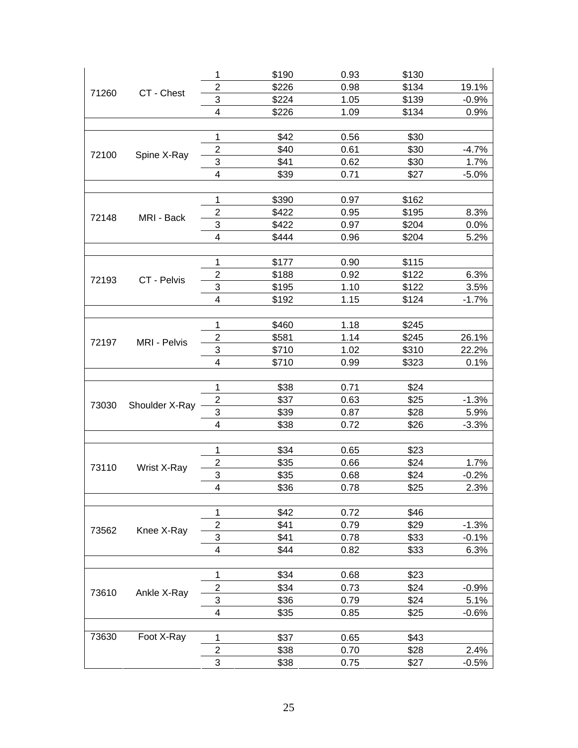| | | | | | | |
|---|---|---|---|---|---|---|
| 71260 | CT - Chest | 1 | $190 | 0.93 | $130 | |
| | | 2 | $226 | 0.98 | $134 | 19.1% |
| | | 3 | $224 | 1.05 | $139 | -0.9% |
| | | 4 | $226 | 1.09 | $134 | 0.9% |
| | | | | | | |
| 72100 | Spine X-Ray | 1 | $42 | 0.56 | $30 | |
| | | 2 | $40 | 0.61 | $30 | -4.7% |
| | | 3 | $41 | 0.62 | $30 | 1.7% |
| | | 4 | $39 | 0.71 | $27 | -5.0% |
| | | | | | | |
| 72148 | MRI - Back | 1 | $390 | 0.97 | $162 | |
| | | 2 | $422 | 0.95 | $195 | 8.3% |
| | | 3 | $422 | 0.97 | $204 | 0.0% |
| | | 4 | $444 | 0.96 | $204 | 5.2% |
| | | | | | | |
| 72193 | CT - Pelvis | 1 | $177 | 0.90 | $115 | |
| | | 2 | $188 | 0.92 | $122 | 6.3% |
| | | 3 | $195 | 1.10 | $122 | 3.5% |
| | | 4 | $192 | 1.15 | $124 | -1.7% |
| | | | | | | |
| 72197 | MRI - Pelvis | 1 | $460 | 1.18 | $245 | |
| | | 2 | $581 | 1.14 | $245 | 26.1% |
| | | 3 | $710 | 1.02 | $310 | 22.2% |
| | | 4 | $710 | 0.99 | $323 | 0.1% |
| | | | | | | |
| 73030 | Shoulder X-Ray | 1 | $38 | 0.71 | $24 | |
| | | 2 | $37 | 0.63 | $25 | -1.3% |
| | | 3 | $39 | 0.87 | $28 | 5.9% |
| | | 4 | $38 | 0.72 | $26 | -3.3% |
| | | | | | | |
| 73110 | Wrist X-Ray | 1 | $34 | 0.65 | $23 | |
| | | 2 | $35 | 0.66 | $24 | 1.7% |
| | | 3 | $35 | 0.68 | $24 | -0.2% |
| | | 4 | $36 | 0.78 | $25 | 2.3% |
| | | | | | | |
| 73562 | Knee X-Ray | 1 | $42 | 0.72 | $46 | |
| | | 2 | $41 | 0.79 | $29 | -1.3% |
| | | 3 | $41 | 0.78 | $33 | -0.1% |
| | | 4 | $44 | 0.82 | $33 | 6.3% |
| | | | | | | |
| 73610 | Ankle X-Ray | 1 | $34 | 0.68 | $23 | |
| | | 2 | $34 | 0.73 | $24 | -0.9% |
| | | 3 | $36 | 0.79 | $24 | 5.1% |
| | | 4 | $35 | 0.85 | $25 | -0.6% |
| | | | | | | |
| 73630 | Foot X-Ray | 1 | $37 | 0.65 | $43 | |
| | | 2 | $38 | 0.70 | $28 | 2.4% |
| | | 3 | $38 | 0.75 | $27 | -0.5% |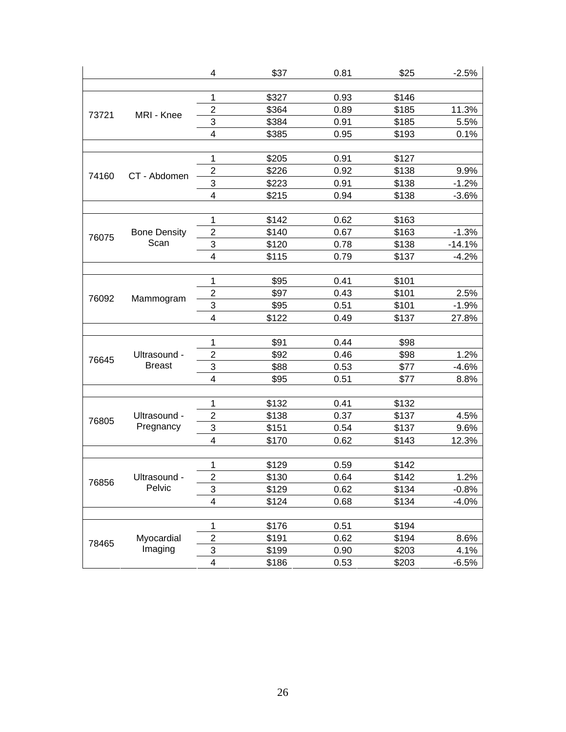| | | | | | | |
|---|---|---|---|---|---|---|
| | | 4 | $37 | 0.81 | $25 | -2.5% |
| | | | | | | |
| 73721 | MRI - Knee | 1 | $327 | 0.93 | $146 | |
| | | 2 | $364 | 0.89 | $185 | 11.3% |
| | | 3 | $384 | 0.91 | $185 | 5.5% |
| | | 4 | $385 | 0.95 | $193 | 0.1% |
| | | | | | | |
| 74160 | CT - Abdomen | 1 | $205 | 0.91 | $127 | |
| | | 2 | $226 | 0.92 | $138 | 9.9% |
| | | 3 | $223 | 0.91 | $138 | -1.2% |
| | | 4 | $215 | 0.94 | $138 | -3.6% |
| | | | | | | |
| 76075 | Bone Density Scan | 1 | $142 | 0.62 | $163 | |
| | | 2 | $140 | 0.67 | $163 | -1.3% |
| | | 3 | $120 | 0.78 | $138 | -14.1% |
| | | 4 | $115 | 0.79 | $137 | -4.2% |
| | | | | | | |
| 76092 | Mammogram | 1 | $95 | 0.41 | $101 | |
| | | 2 | $97 | 0.43 | $101 | 2.5% |
| | | 3 | $95 | 0.51 | $101 | -1.9% |
| | | 4 | $122 | 0.49 | $137 | 27.8% |
| | | | | | | |
| 76645 | Ultrasound - Breast | 1 | $91 | 0.44 | $98 | |
| | | 2 | $92 | 0.46 | $98 | 1.2% |
| | | 3 | $88 | 0.53 | $77 | -4.6% |
| | | 4 | $95 | 0.51 | $77 | 8.8% |
| | | | | | | |
| 76805 | Ultrasound - Pregnancy | 1 | $132 | 0.41 | $132 | |
| | | 2 | $138 | 0.37 | $137 | 4.5% |
| | | 3 | $151 | 0.54 | $137 | 9.6% |
| | | 4 | $170 | 0.62 | $143 | 12.3% |
| | | | | | | |
| 76856 | Ultrasound - Pelvic | 1 | $129 | 0.59 | $142 | |
| | | 2 | $130 | 0.64 | $142 | 1.2% |
| | | 3 | $129 | 0.62 | $134 | -0.8% |
| | | 4 | $124 | 0.68 | $134 | -4.0% |
| | | | | | | |
| 78465 | Myocardial Imaging | 1 | $176 | 0.51 | $194 | |
| | | 2 | $191 | 0.62 | $194 | 8.6% |
| | | 3 | $199 | 0.90 | $203 | 4.1% |
| | | 4 | $186 | 0.53 | $203 | -6.5% |